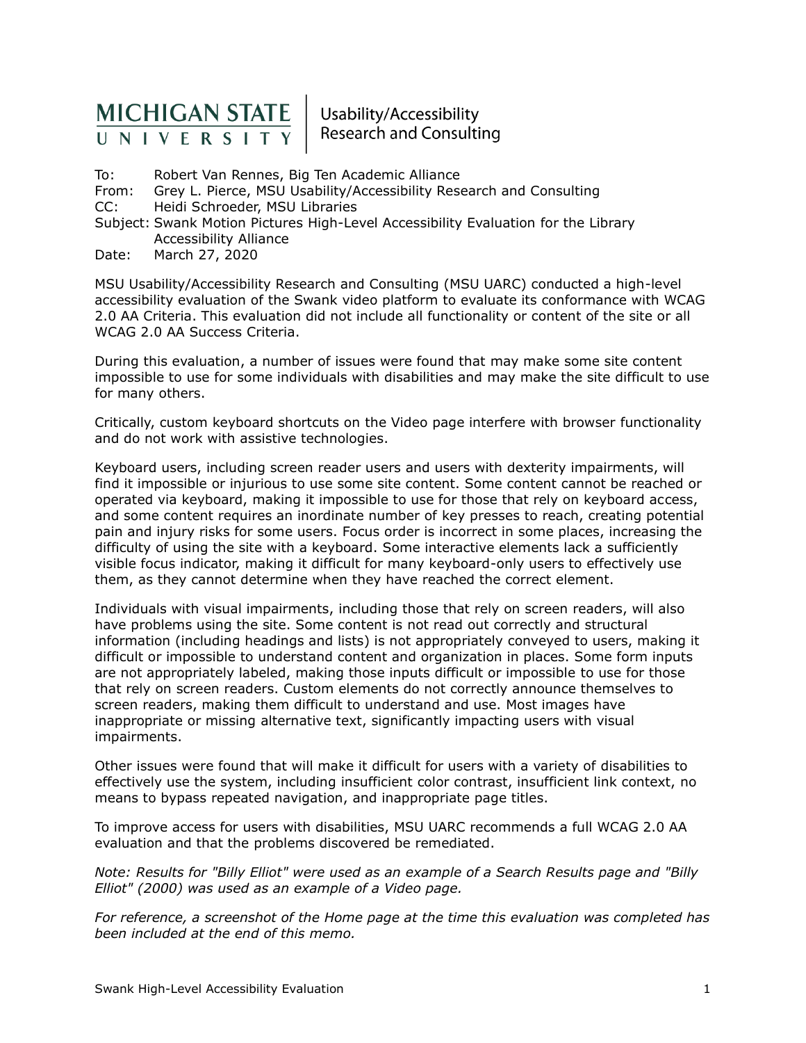MICHIGAN STATE UNIVERSITY | Usability/Accessibility Research and Consulting

To: Robert Van Rennes, Big Ten Academic Alliance
From: Grey L. Pierce, MSU Usability/Accessibility Research and Consulting
CC: Heidi Schroeder, MSU Libraries
Subject: Swank Motion Pictures High-Level Accessibility Evaluation for the Library Accessibility Alliance
Date: March 27, 2020

MSU Usability/Accessibility Research and Consulting (MSU UARC) conducted a high-level accessibility evaluation of the Swank video platform to evaluate its conformance with WCAG 2.0 AA Criteria. This evaluation did not include all functionality or content of the site or all WCAG 2.0 AA Success Criteria.

During this evaluation, a number of issues were found that may make some site content impossible to use for some individuals with disabilities and may make the site difficult to use for many others.

Critically, custom keyboard shortcuts on the Video page interfere with browser functionality and do not work with assistive technologies.

Keyboard users, including screen reader users and users with dexterity impairments, will find it impossible or injurious to use some site content. Some content cannot be reached or operated via keyboard, making it impossible to use for those that rely on keyboard access, and some content requires an inordinate number of key presses to reach, creating potential pain and injury risks for some users. Focus order is incorrect in some places, increasing the difficulty of using the site with a keyboard. Some interactive elements lack a sufficiently visible focus indicator, making it difficult for many keyboard-only users to effectively use them, as they cannot determine when they have reached the correct element.

Individuals with visual impairments, including those that rely on screen readers, will also have problems using the site. Some content is not read out correctly and structural information (including headings and lists) is not appropriately conveyed to users, making it difficult or impossible to understand content and organization in places. Some form inputs are not appropriately labeled, making those inputs difficult or impossible to use for those that rely on screen readers. Custom elements do not correctly announce themselves to screen readers, making them difficult to understand and use. Most images have inappropriate or missing alternative text, significantly impacting users with visual impairments.

Other issues were found that will make it difficult for users with a variety of disabilities to effectively use the system, including insufficient color contrast, insufficient link context, no means to bypass repeated navigation, and inappropriate page titles.

To improve access for users with disabilities, MSU UARC recommends a full WCAG 2.0 AA evaluation and that the problems discovered be remediated.

*Note: Results for "Billy Elliot" were used as an example of a Search Results page and "Billy Elliot" (2000) was used as an example of a Video page.*

*For reference, a screenshot of the Home page at the time this evaluation was completed has been included at the end of this memo.*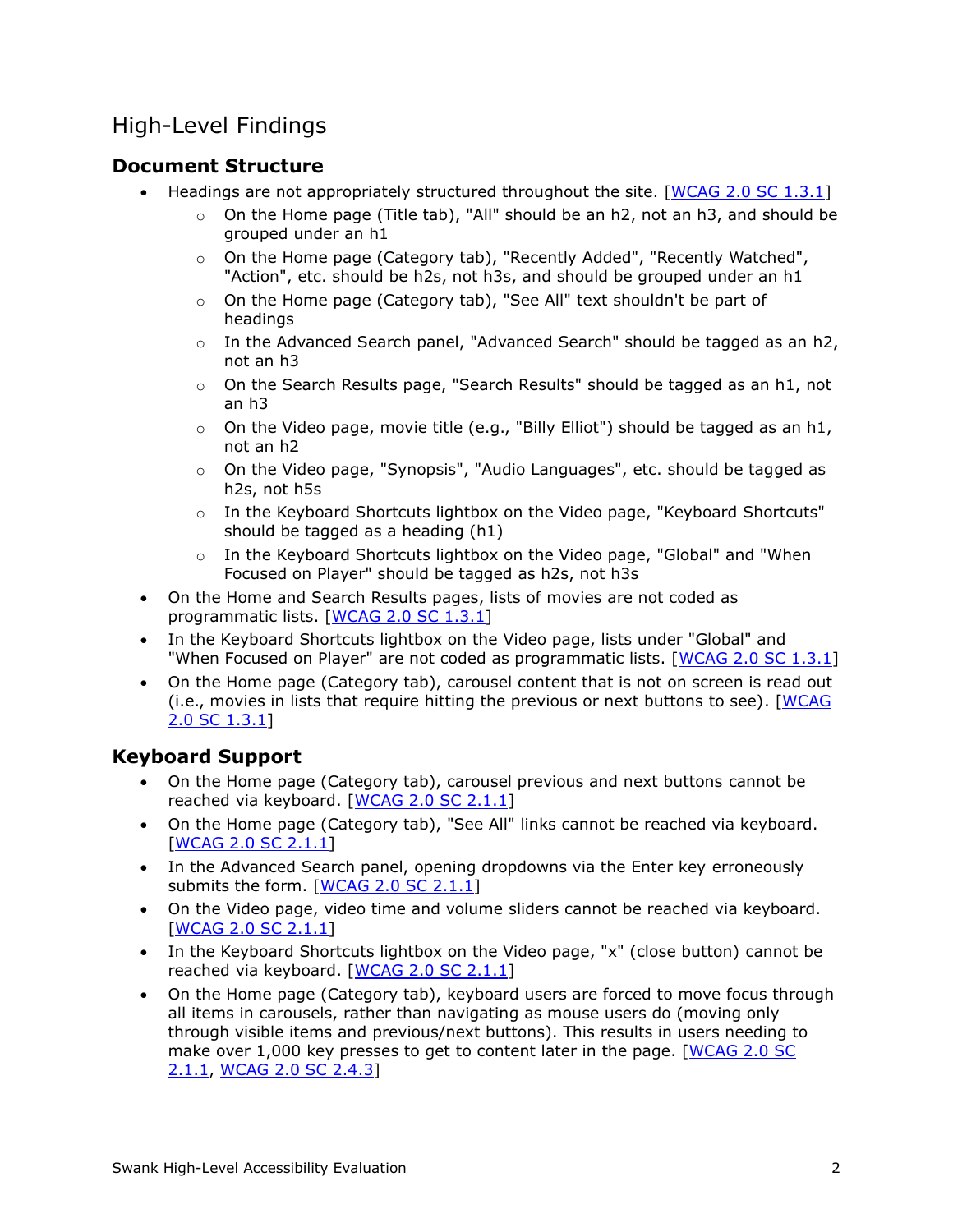# High-Level Findings

## Document Structure

- Headings are not appropriately structured throughout the site. [WCAG 2.0 SC 1.3.1]
  - On the Home page (Title tab), "All" should be an h2, not an h3, and should be grouped under an h1
  - On the Home page (Category tab), "Recently Added", "Recently Watched", "Action", etc. should be h2s, not h3s, and should be grouped under an h1
  - On the Home page (Category tab), "See All" text shouldn't be part of headings
  - In the Advanced Search panel, "Advanced Search" should be tagged as an h2, not an h3
  - On the Search Results page, "Search Results" should be tagged as an h1, not an h3
  - On the Video page, movie title (e.g., "Billy Elliot") should be tagged as an h1, not an h2
  - On the Video page, "Synopsis", "Audio Languages", etc. should be tagged as h2s, not h5s
  - In the Keyboard Shortcuts lightbox on the Video page, "Keyboard Shortcuts" should be tagged as a heading (h1)
  - In the Keyboard Shortcuts lightbox on the Video page, "Global" and "When Focused on Player" should be tagged as h2s, not h3s
- On the Home and Search Results pages, lists of movies are not coded as programmatic lists. [WCAG 2.0 SC 1.3.1]
- In the Keyboard Shortcuts lightbox on the Video page, lists under "Global" and "When Focused on Player" are not coded as programmatic lists. [WCAG 2.0 SC 1.3.1]
- On the Home page (Category tab), carousel content that is not on screen is read out (i.e., movies in lists that require hitting the previous or next buttons to see). [WCAG 2.0 SC 1.3.1]

## Keyboard Support

- On the Home page (Category tab), carousel previous and next buttons cannot be reached via keyboard. [WCAG 2.0 SC 2.1.1]
- On the Home page (Category tab), "See All" links cannot be reached via keyboard. [WCAG 2.0 SC 2.1.1]
- In the Advanced Search panel, opening dropdowns via the Enter key erroneously submits the form. [WCAG 2.0 SC 2.1.1]
- On the Video page, video time and volume sliders cannot be reached via keyboard. [WCAG 2.0 SC 2.1.1]
- In the Keyboard Shortcuts lightbox on the Video page, "x" (close button) cannot be reached via keyboard. [WCAG 2.0 SC 2.1.1]
- On the Home page (Category tab), keyboard users are forced to move focus through all items in carousels, rather than navigating as mouse users do (moving only through visible items and previous/next buttons). This results in users needing to make over 1,000 key presses to get to content later in the page. [WCAG 2.0 SC 2.1.1, WCAG 2.0 SC 2.4.3]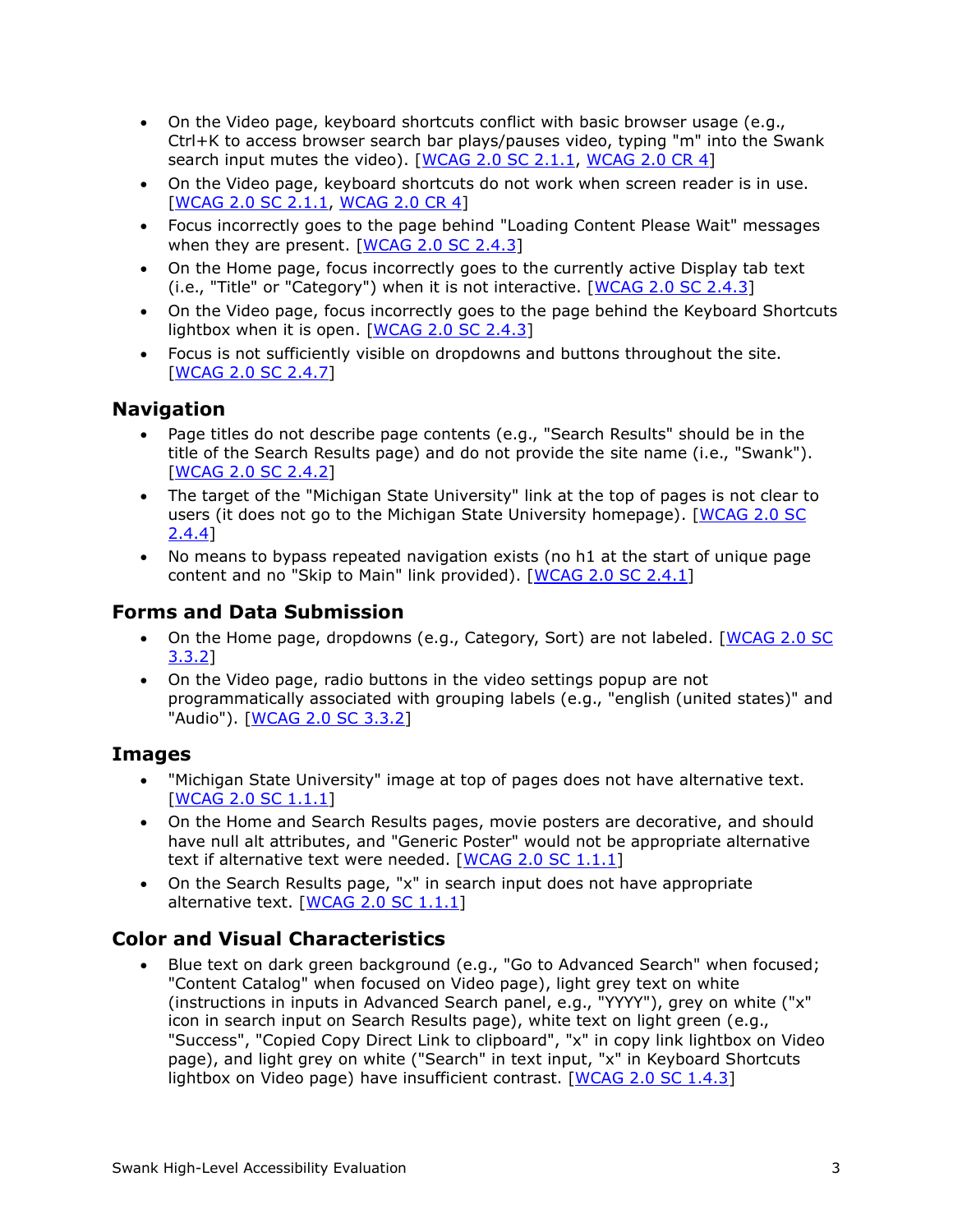- On the Video page, keyboard shortcuts conflict with basic browser usage (e.g., Ctrl+K to access browser search bar plays/pauses video, typing "m" into the Swank search input mutes the video). [WCAG 2.0 SC 2.1.1, WCAG 2.0 CR 4]
- On the Video page, keyboard shortcuts do not work when screen reader is in use. [WCAG 2.0 SC 2.1.1, WCAG 2.0 CR 4]
- Focus incorrectly goes to the page behind "Loading Content Please Wait" messages when they are present. [WCAG 2.0 SC 2.4.3]
- On the Home page, focus incorrectly goes to the currently active Display tab text (i.e., "Title" or "Category") when it is not interactive. [WCAG 2.0 SC 2.4.3]
- On the Video page, focus incorrectly goes to the page behind the Keyboard Shortcuts lightbox when it is open. [WCAG 2.0 SC 2.4.3]
- Focus is not sufficiently visible on dropdowns and buttons throughout the site. [WCAG 2.0 SC 2.4.7]

## Navigation

- Page titles do not describe page contents (e.g., "Search Results" should be in the title of the Search Results page) and do not provide the site name (i.e., "Swank"). [WCAG 2.0 SC 2.4.2]
- The target of the "Michigan State University" link at the top of pages is not clear to users (it does not go to the Michigan State University homepage). [WCAG 2.0 SC 2.4.4]
- No means to bypass repeated navigation exists (no h1 at the start of unique page content and no "Skip to Main" link provided). [WCAG 2.0 SC 2.4.1]

## Forms and Data Submission

- On the Home page, dropdowns (e.g., Category, Sort) are not labeled. [WCAG 2.0 SC 3.3.2]
- On the Video page, radio buttons in the video settings popup are not programmatically associated with grouping labels (e.g., "english (united states)" and "Audio"). [WCAG 2.0 SC 3.3.2]

## Images

- "Michigan State University" image at top of pages does not have alternative text. [WCAG 2.0 SC 1.1.1]
- On the Home and Search Results pages, movie posters are decorative, and should have null alt attributes, and "Generic Poster" would not be appropriate alternative text if alternative text were needed. [WCAG 2.0 SC 1.1.1]
- On the Search Results page, "x" in search input does not have appropriate alternative text. [WCAG 2.0 SC 1.1.1]

## Color and Visual Characteristics

- Blue text on dark green background (e.g., "Go to Advanced Search" when focused; "Content Catalog" when focused on Video page), light grey text on white (instructions in inputs in Advanced Search panel, e.g., "YYYY"), grey on white ("x" icon in search input on Search Results page), white text on light green (e.g., "Success", "Copied Copy Direct Link to clipboard", "x" in copy link lightbox on Video page), and light grey on white ("Search" in text input, "x" in Keyboard Shortcuts lightbox on Video page) have insufficient contrast. [WCAG 2.0 SC 1.4.3]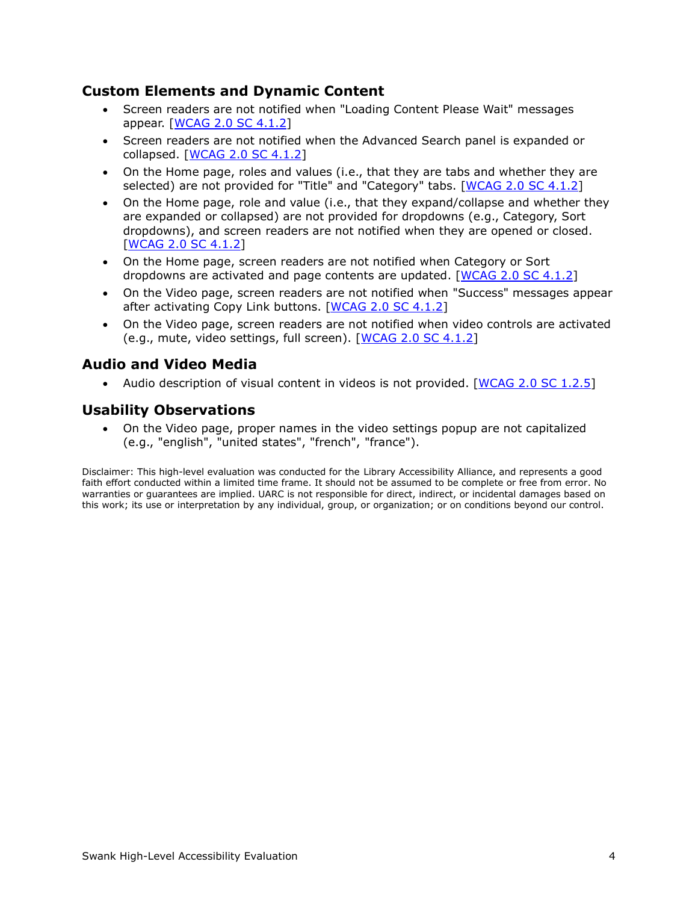## Custom Elements and Dynamic Content

- Screen readers are not notified when "Loading Content Please Wait" messages appear. [WCAG 2.0 SC 4.1.2]
- Screen readers are not notified when the Advanced Search panel is expanded or collapsed. [WCAG 2.0 SC 4.1.2]
- On the Home page, roles and values (i.e., that they are tabs and whether they are selected) are not provided for "Title" and "Category" tabs. [WCAG 2.0 SC 4.1.2]
- On the Home page, role and value (i.e., that they expand/collapse and whether they are expanded or collapsed) are not provided for dropdowns (e.g., Category, Sort dropdowns), and screen readers are not notified when they are opened or closed. [WCAG 2.0 SC 4.1.2]
- On the Home page, screen readers are not notified when Category or Sort dropdowns are activated and page contents are updated. [WCAG 2.0 SC 4.1.2]
- On the Video page, screen readers are not notified when "Success" messages appear after activating Copy Link buttons. [WCAG 2.0 SC 4.1.2]
- On the Video page, screen readers are not notified when video controls are activated (e.g., mute, video settings, full screen). [WCAG 2.0 SC 4.1.2]

## Audio and Video Media

- Audio description of visual content in videos is not provided. [WCAG 2.0 SC 1.2.5]

## Usability Observations

- On the Video page, proper names in the video settings popup are not capitalized (e.g., "english", "united states", "french", "france").

Disclaimer: This high-level evaluation was conducted for the Library Accessibility Alliance, and represents a good faith effort conducted within a limited time frame. It should not be assumed to be complete or free from error. No warranties or guarantees are implied. UARC is not responsible for direct, indirect, or incidental damages based on this work; its use or interpretation by any individual, group, or organization; or on conditions beyond our control.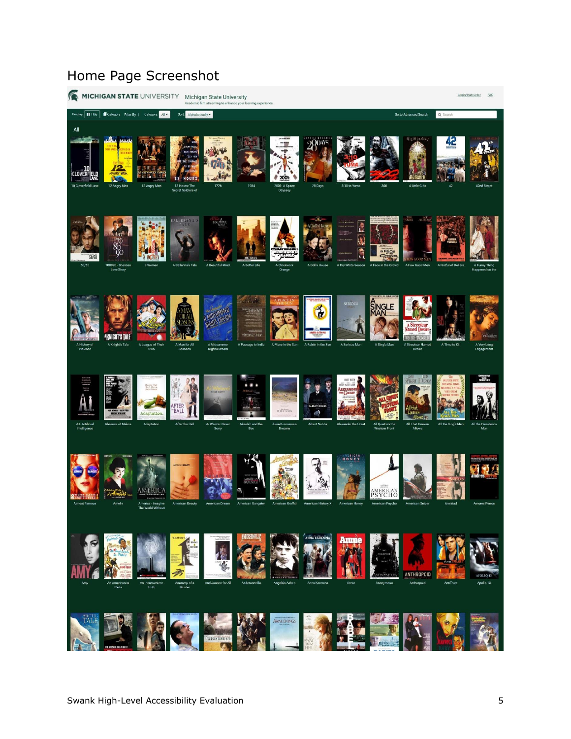# Home Page Screenshot

MICHIGAN STATE UNIVERSITY Michigan State University

Academic film streaming to enhance your learning experience

Login/instructor FAQ

Display: Title Category Filter By | Category: All Sort: Alphabetically

Go to Advanced Search Search

All

10 Cloverfield Lane
12 Angry Men
12 Angry Men
13 Hours: The Secret Soldiers of
1776
1984
2001: A Space Odyssey
28 Days
3:10 to Yuma
300
4 Little Girls
42
42nd Street

50/50
700090 - Shenzen Love Story
8 Women
A Ballerina's Tale
A Beautiful Mind
A Better Life
A Clockwork Orange
A Doll's House
A Dry White Season
A Face in the Crowd
A Few Good Men
A Fistful of Dollars
A Funny Thing Happened on the

A History of Violence
A Knight's Tale
A League of Their Own
A Man for All Seasons
A Midsummer Night's Dream
A Passage to India
A Place in the Sun
A Raisin in the Sun
A Serious Man
A Single Man
A Streetcar Named Desire
A Time to Kill
A Very Long Engagement

A.I. Artificial Intelligence
Absence of Malice
Adaptation
After the Ball
Ai Weiwei: Never Sorry
Akeelah and the Bee
Akira Kurosawa's Dreams
Albert Nobbs
Alexander the Great
All Quiet on the Western Front
All That Heaven Allows
All the King's Men
All the President's Men

Almost Famous
Amelie
America - Imagine The World Without
American Beauty
American Dream
American Gangster
American Graffiti
American History X
American Honey
American Psycho
American Sniper
Amistad
Amores Perros

Amy
An American in Paris
An Inconvenient Truth
Anatomy of a Murder
And Justice for All
Andersonville
Angela's Ashes
Anna Karenina
Annie
Anonymous
Anthropoid
AntiTrust
Apollo 13